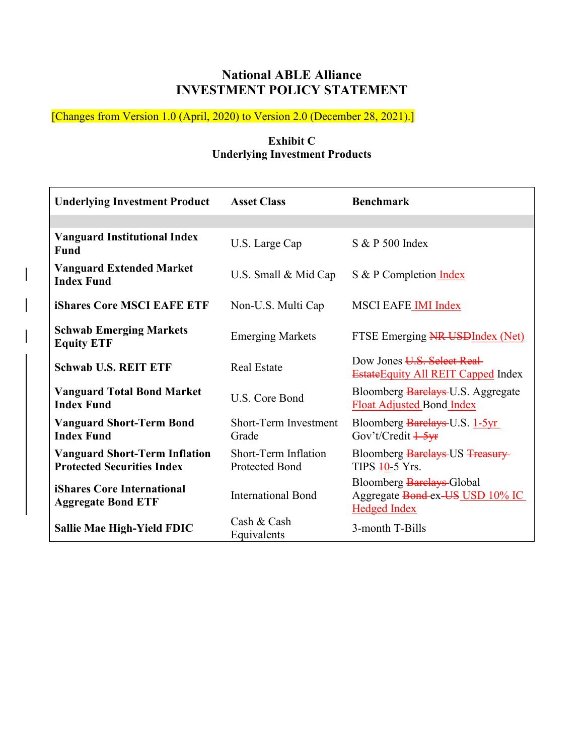# National ABLE Alliance
# INVESTMENT POLICY STATEMENT

[Changes from Version 1.0 (April, 2020) to Version 2.0 (December 28, 2021).]

**Exhibit C**
**Underlying Investment Products**

| Underlying Investment Product | Asset Class | Benchmark |
|---|---|---|
| | | |
| **Vanguard Institutional Index Fund** | U.S. Large Cap | S & P 500 Index |
| **Vanguard Extended Market Index Fund** | U.S. Small & Mid Cap | S & P Completion Index |
| **iShares Core MSCI EAFE ETF** | Non-U.S. Multi Cap | MSCI EAFE IMI Index |
| **Schwab Emerging Markets Equity ETF** | Emerging Markets | FTSE Emerging ~~NR USD~~Index (Net) |
| **Schwab U.S. REIT ETF** | Real Estate | Dow Jones ~~U.S. Select Real Estate~~Equity All REIT Capped Index |
| **Vanguard Total Bond Market Index Fund** | U.S. Core Bond | Bloomberg ~~Barclays~~ U.S. Aggregate Float Adjusted Bond Index |
| **Vanguard Short-Term Bond Index Fund** | Short-Term Investment Grade | Bloomberg ~~Barclays~~ U.S. 1-5yr Gov't/Credit ~~1-5yr~~ |
| **Vanguard Short-Term Inflation Protected Securities Index** | Short-Term Inflation Protected Bond | Bloomberg ~~Barclays~~ US ~~Treasury~~ TIPS ~~1~~0-5 Yrs. |
| **iShares Core International Aggregate Bond ETF** | International Bond | Bloomberg ~~Barclays~~ Global Aggregate ~~Bond~~ ex-~~US~~ USD 10% IC Hedged Index |
| **Sallie Mae High-Yield FDIC** | Cash & Cash Equivalents | 3-month T-Bills |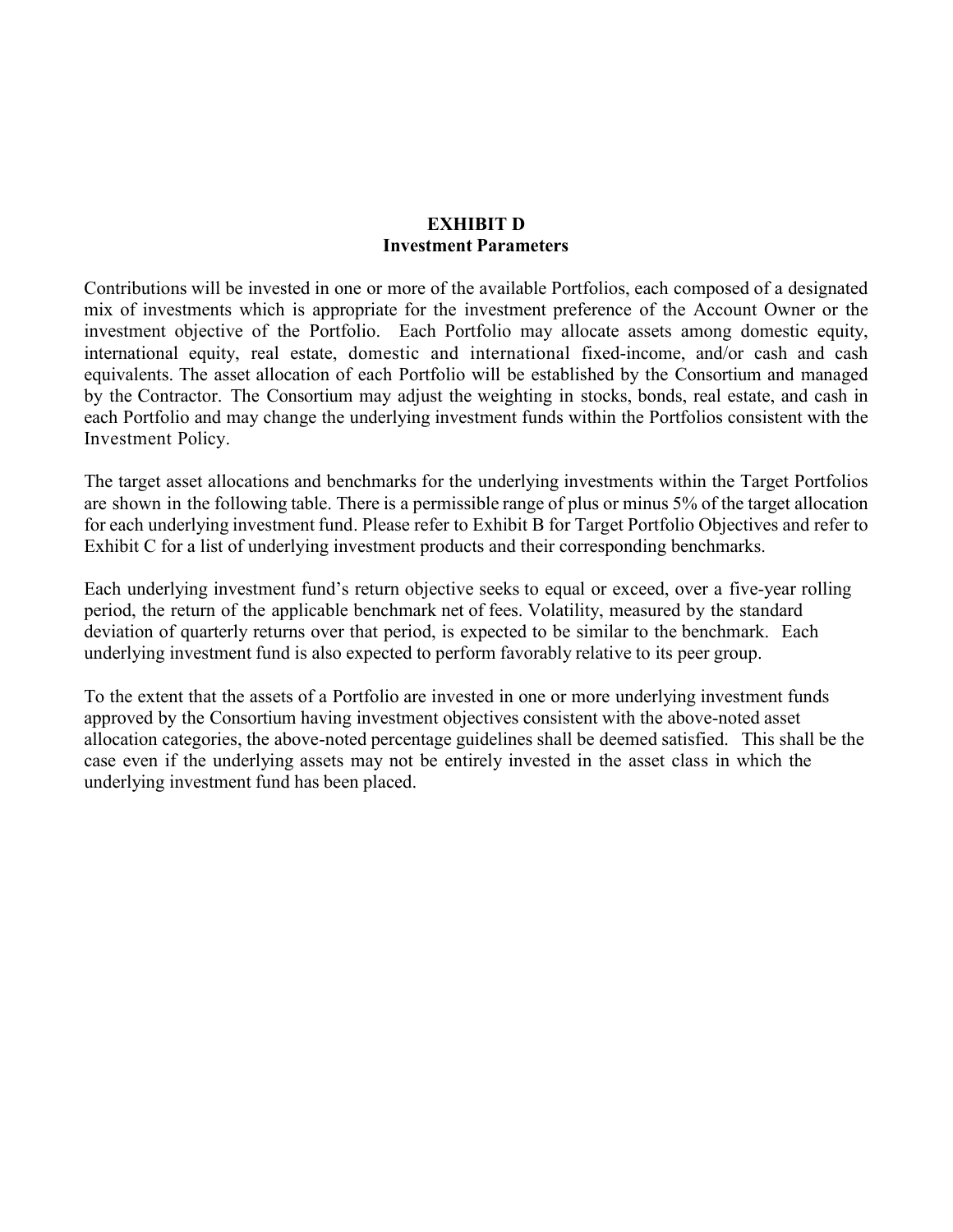# EXHIBIT D
## Investment Parameters

Contributions will be invested in one or more of the available Portfolios, each composed of a designated mix of investments which is appropriate for the investment preference of the Account Owner or the investment objective of the Portfolio. Each Portfolio may allocate assets among domestic equity, international equity, real estate, domestic and international fixed-income, and/or cash and cash equivalents. The asset allocation of each Portfolio will be established by the Consortium and managed by the Contractor. The Consortium may adjust the weighting in stocks, bonds, real estate, and cash in each Portfolio and may change the underlying investment funds within the Portfolios consistent with the Investment Policy.

The target asset allocations and benchmarks for the underlying investments within the Target Portfolios are shown in the following table. There is a permissible range of plus or minus 5% of the target allocation for each underlying investment fund. Please refer to Exhibit B for Target Portfolio Objectives and refer to Exhibit C for a list of underlying investment products and their corresponding benchmarks.

Each underlying investment fund's return objective seeks to equal or exceed, over a five-year rolling period, the return of the applicable benchmark net of fees. Volatility, measured by the standard deviation of quarterly returns over that period, is expected to be similar to the benchmark. Each underlying investment fund is also expected to perform favorably relative to its peer group.

To the extent that the assets of a Portfolio are invested in one or more underlying investment funds approved by the Consortium having investment objectives consistent with the above-noted asset allocation categories, the above-noted percentage guidelines shall be deemed satisfied. This shall be the case even if the underlying assets may not be entirely invested in the asset class in which the underlying investment fund has been placed.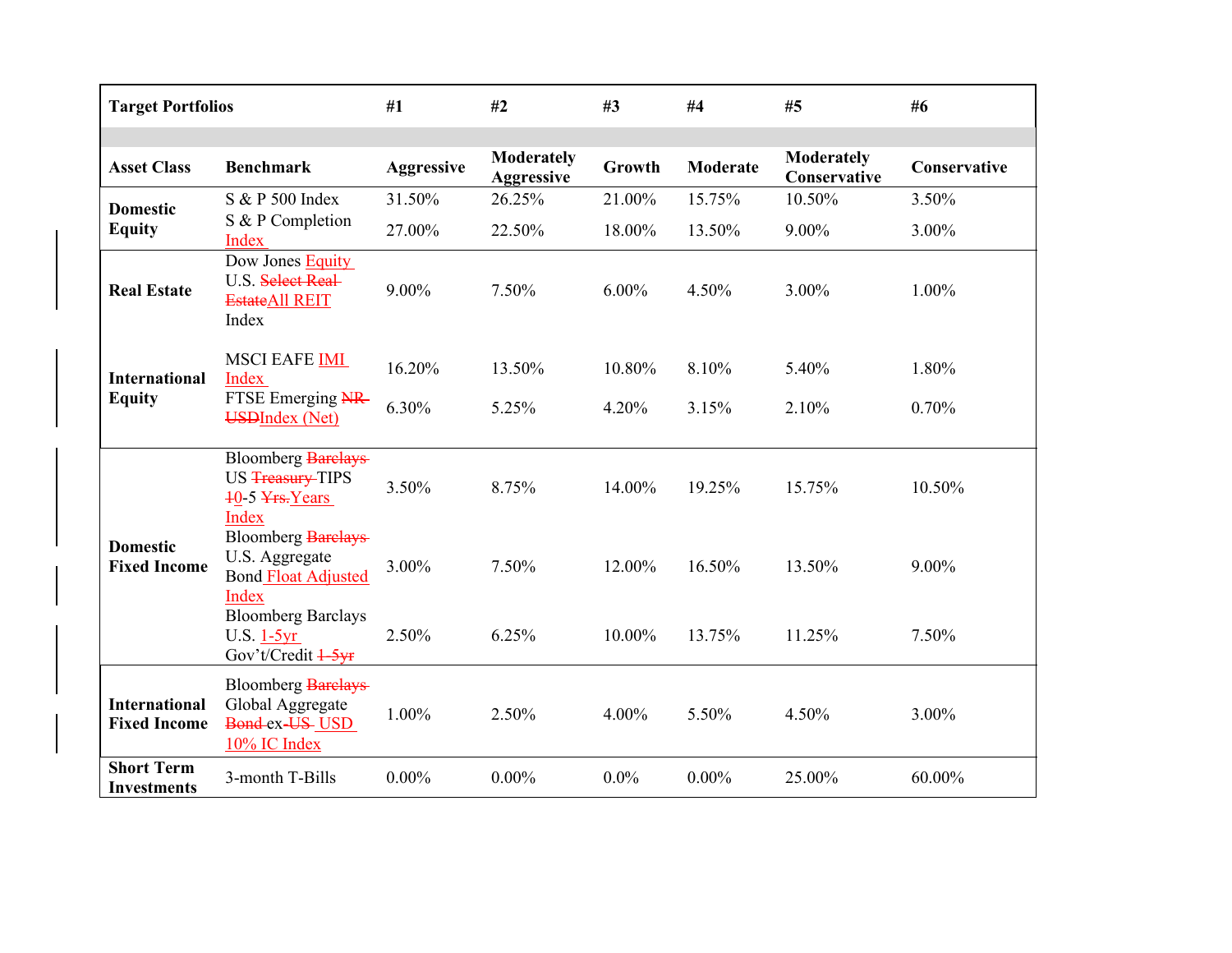| Target Portfolios | | #1 | #2 | #3 | #4 | #5 | #6 |
|---|---|---|---|---|---|---|---|
| **Asset Class** | **Benchmark** | **Aggressive** | **Moderately Aggressive** | **Growth** | **Moderate** | **Moderately Conservative** | **Conservative** |
| **Domestic Equity** | S & P 500 Index | 31.50% | 26.25% | 21.00% | 15.75% | 10.50% | 3.50% |
| | S & P Completion Index | 27.00% | 22.50% | 18.00% | 13.50% | 9.00% | 3.00% |
| **Real Estate** | Dow Jones Equity U.S. ~~Select Real Estate~~All REIT Index | 9.00% | 7.50% | 6.00% | 4.50% | 3.00% | 1.00% |
| **International Equity** | MSCI EAFE IMI Index | 16.20% | 13.50% | 10.80% | 8.10% | 5.40% | 1.80% |
| | FTSE Emerging ~~NR USD~~Index (Net) | 6.30% | 5.25% | 4.20% | 3.15% | 2.10% | 0.70% |
| **Domestic Fixed Income** | Bloomberg ~~Barclays~~ US ~~Treasury~~ TIPS ~~1~~0-5 ~~Yrs.~~Years Index | 3.50% | 8.75% | 14.00% | 19.25% | 15.75% | 10.50% |
| | Bloomberg ~~Barclays~~ U.S. Aggregate Bond Float Adjusted Index | 3.00% | 7.50% | 12.00% | 16.50% | 13.50% | 9.00% |
| | Bloomberg Barclays U.S. 1-5yr Gov't/Credit ~~1-5yr~~ | 2.50% | 6.25% | 10.00% | 13.75% | 11.25% | 7.50% |
| **International Fixed Income** | Bloomberg ~~Barclays~~ Global Aggregate ~~Bond~~ ex-~~US~~ USD 10% IC Index | 1.00% | 2.50% | 4.00% | 5.50% | 4.50% | 3.00% |
| **Short Term Investments** | 3-month T-Bills | 0.00% | 0.00% | 0.0% | 0.00% | 25.00% | 60.00% |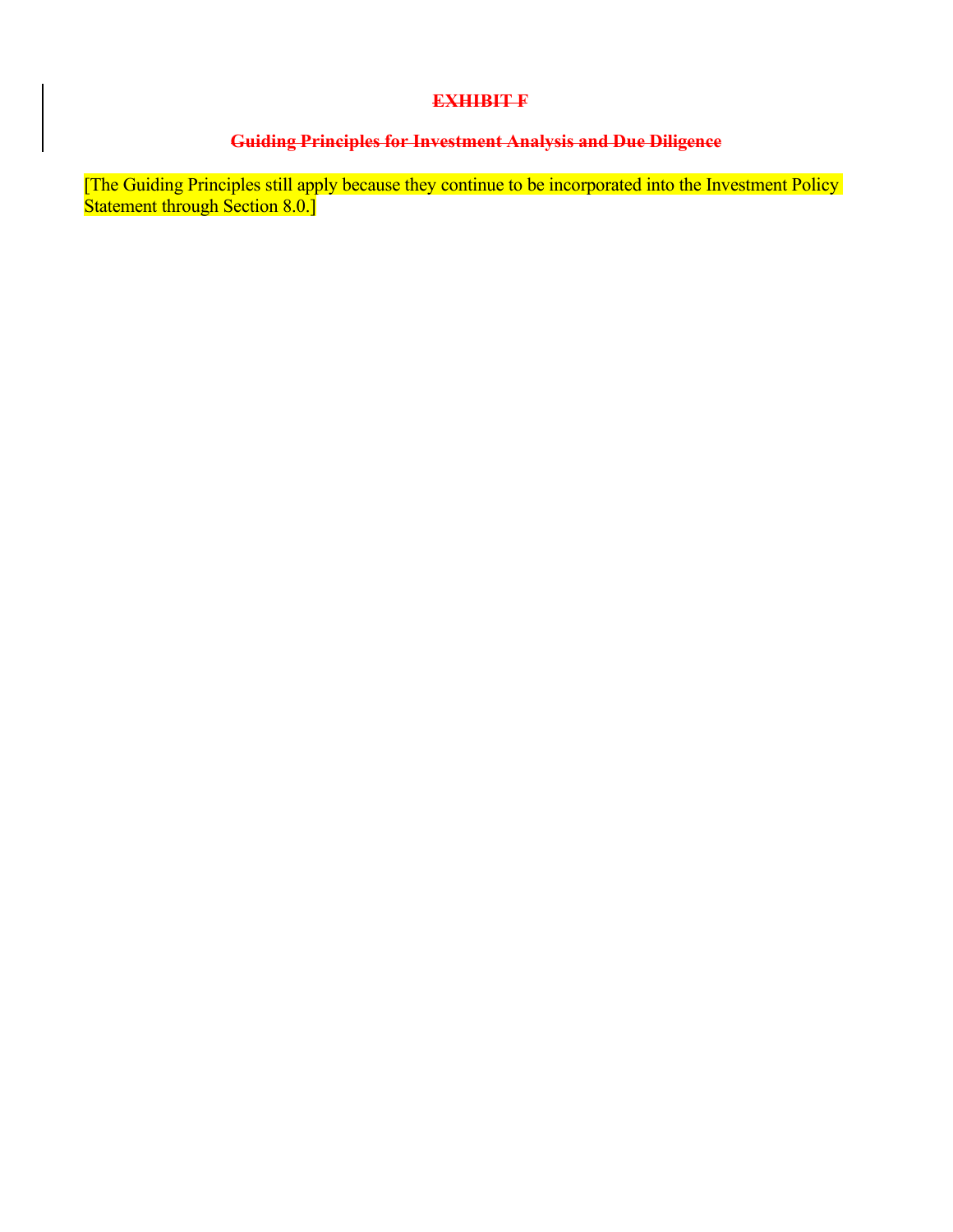**~~EXHIBIT F~~**

**~~Guiding Principles for Investment Analysis and Due Diligence~~**

[The Guiding Principles still apply because they continue to be incorporated into the Investment Policy Statement through Section 8.0.]